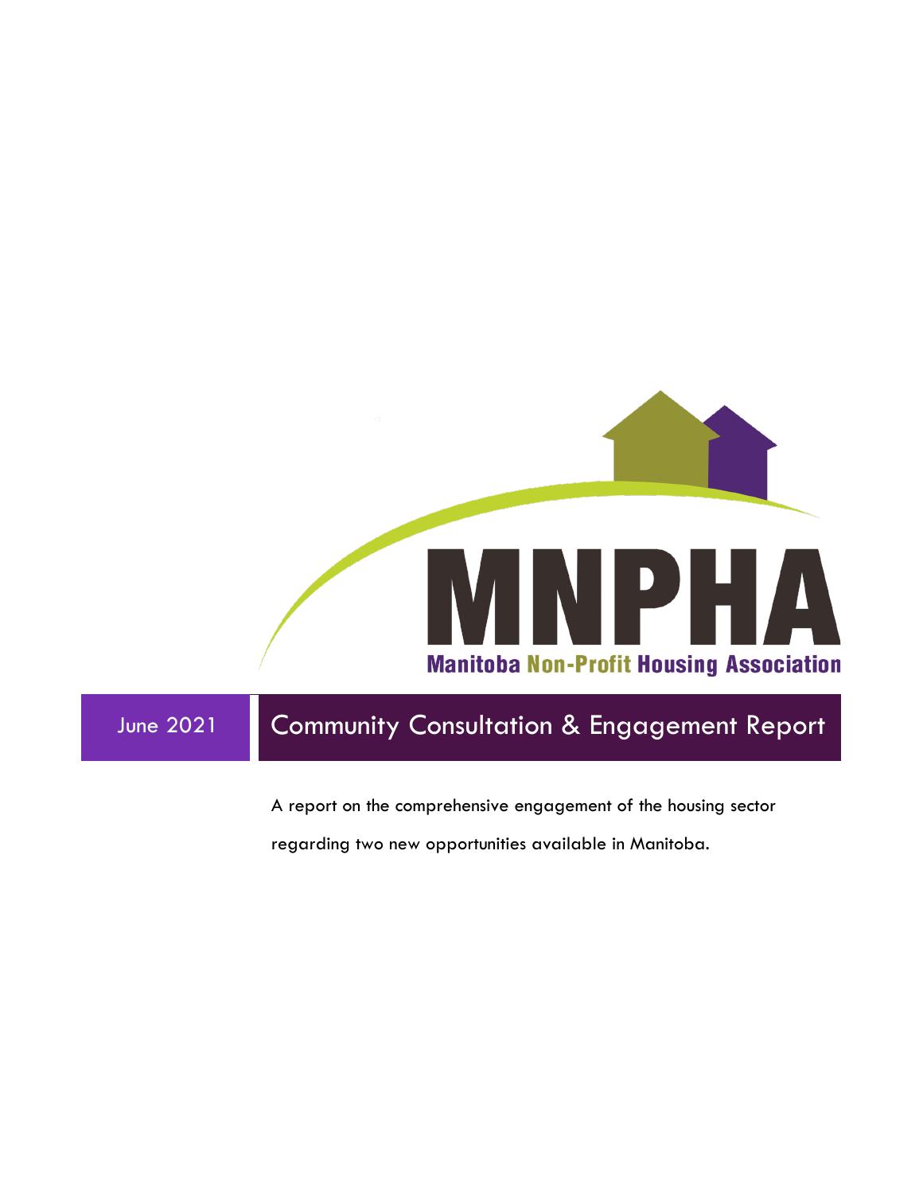MNPHA

Manitoba Non-Profit Housing Association

June 2021

# Community Consultation & Engagement Report

A report on the comprehensive engagement of the housing sector regarding two new opportunities available in Manitoba.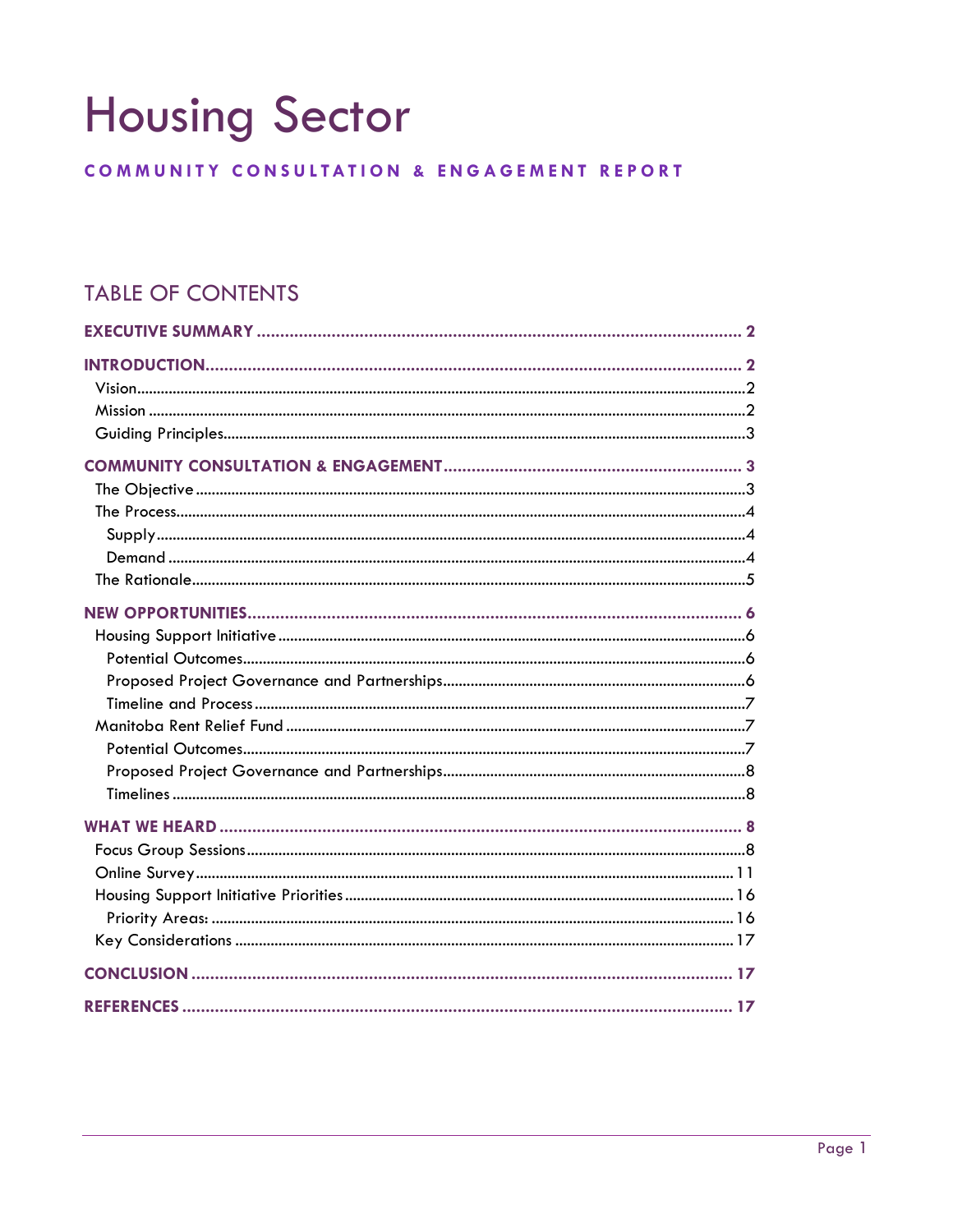# Housing Sector

**COMMUNITY CONSULTATION & ENGAGEMENT REPORT**

## TABLE OF CONTENTS

**EXECUTIVE SUMMARY** .......... 2

**INTRODUCTION** .......... 2
- Vision .......... 2
- Mission .......... 2
- Guiding Principles .......... 3

**COMMUNITY CONSULTATION & ENGAGEMENT** .......... 3
- The Objective .......... 3
- The Process .......... 4
  - Supply .......... 4
  - Demand .......... 4
- The Rationale .......... 5

**NEW OPPORTUNITIES** .......... 6
- Housing Support Initiative .......... 6
  - Potential Outcomes .......... 6
  - Proposed Project Governance and Partnerships .......... 6
  - Timeline and Process .......... 7
- Manitoba Rent Relief Fund .......... 7
  - Potential Outcomes .......... 7
  - Proposed Project Governance and Partnerships .......... 8
  - Timelines .......... 8

**WHAT WE HEARD** .......... 8
- Focus Group Sessions .......... 8
- Online Survey .......... 11
- Housing Support Initiative Priorities .......... 16
  - Priority Areas: .......... 16
- Key Considerations .......... 17

**CONCLUSION** .......... 17

**REFERENCES** .......... 17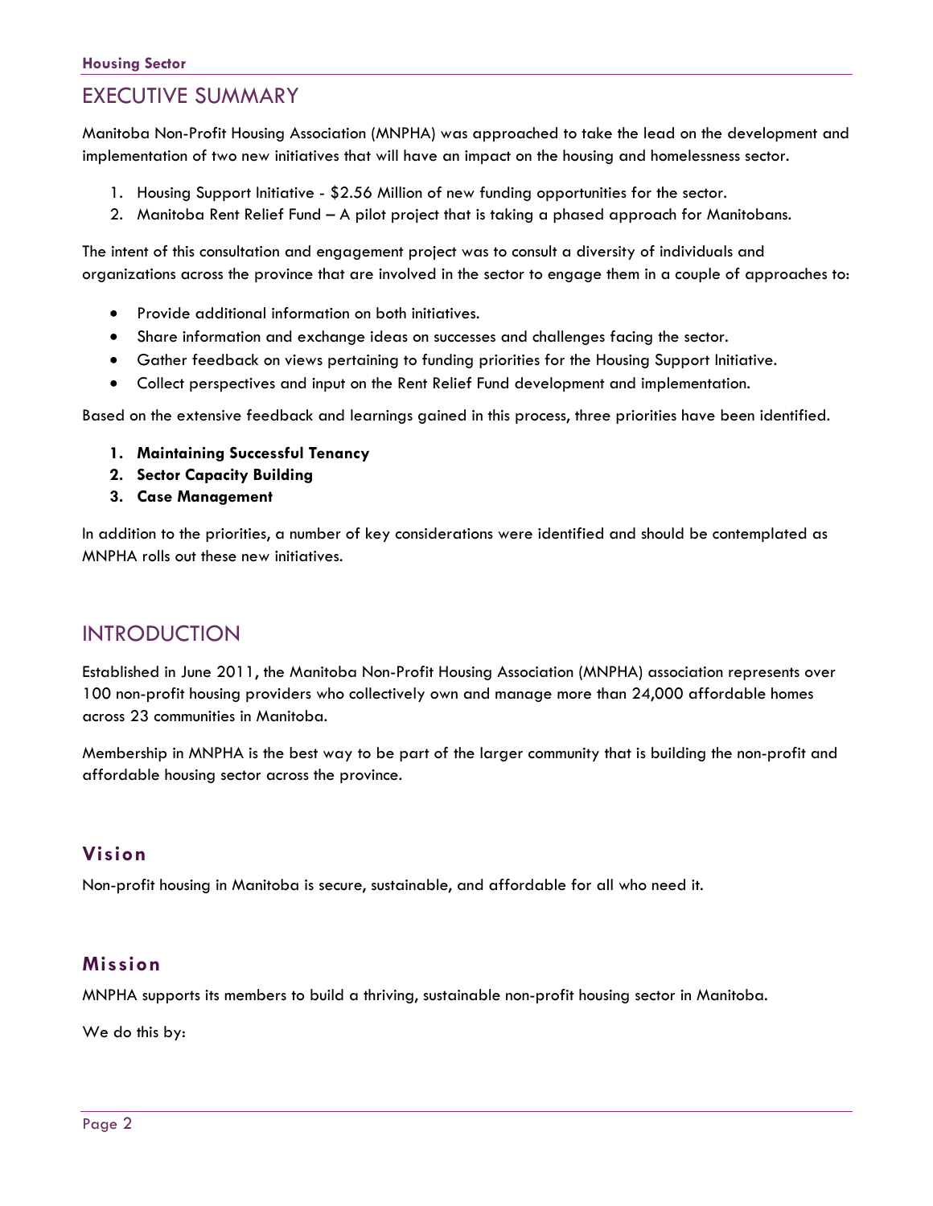# EXECUTIVE SUMMARY

Manitoba Non-Profit Housing Association (MNPHA) was approached to take the lead on the development and implementation of two new initiatives that will have an impact on the housing and homelessness sector.

1. Housing Support Initiative - $2.56 Million of new funding opportunities for the sector.
2. Manitoba Rent Relief Fund – A pilot project that is taking a phased approach for Manitobans.

The intent of this consultation and engagement project was to consult a diversity of individuals and organizations across the province that are involved in the sector to engage them in a couple of approaches to:

- Provide additional information on both initiatives.
- Share information and exchange ideas on successes and challenges facing the sector.
- Gather feedback on views pertaining to funding priorities for the Housing Support Initiative.
- Collect perspectives and input on the Rent Relief Fund development and implementation.

Based on the extensive feedback and learnings gained in this process, three priorities have been identified.

1. **Maintaining Successful Tenancy**
2. **Sector Capacity Building**
3. **Case Management**

In addition to the priorities, a number of key considerations were identified and should be contemplated as MNPHA rolls out these new initiatives.

# INTRODUCTION

Established in June 2011, the Manitoba Non-Profit Housing Association (MNPHA) association represents over 100 non-profit housing providers who collectively own and manage more than 24,000 affordable homes across 23 communities in Manitoba.

Membership in MNPHA is the best way to be part of the larger community that is building the non-profit and affordable housing sector across the province.

## Vision

Non-profit housing in Manitoba is secure, sustainable, and affordable for all who need it.

## Mission

MNPHA supports its members to build a thriving, sustainable non-profit housing sector in Manitoba.

We do this by: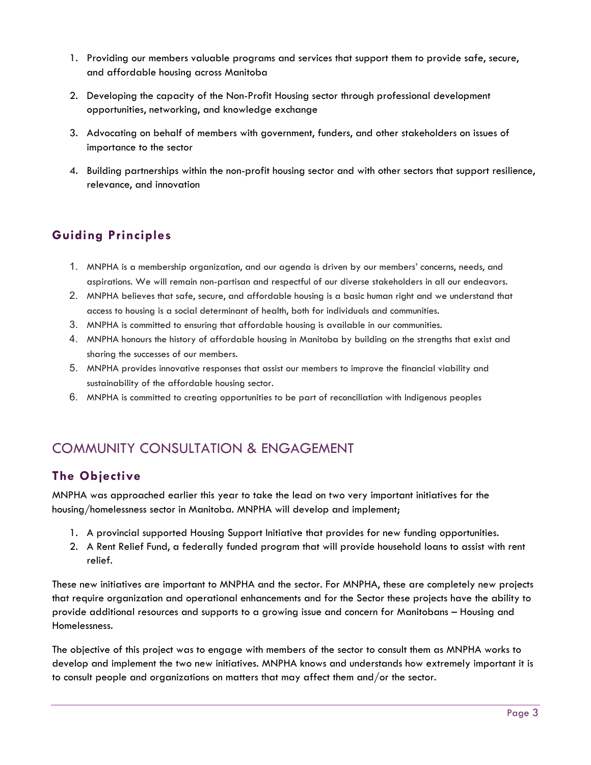1. Providing our members valuable programs and services that support them to provide safe, secure, and affordable housing across Manitoba
2. Developing the capacity of the Non-Profit Housing sector through professional development opportunities, networking, and knowledge exchange
3. Advocating on behalf of members with government, funders, and other stakeholders on issues of importance to the sector
4. Building partnerships within the non-profit housing sector and with other sectors that support resilience, relevance, and innovation

### Guiding Principles

1. MNPHA is a membership organization, and our agenda is driven by our members' concerns, needs, and aspirations. We will remain non-partisan and respectful of our diverse stakeholders in all our endeavors.
2. MNPHA believes that safe, secure, and affordable housing is a basic human right and we understand that access to housing is a social determinant of health, both for individuals and communities.
3. MNPHA is committed to ensuring that affordable housing is available in our communities.
4. MNPHA honours the history of affordable housing in Manitoba by building on the strengths that exist and sharing the successes of our members.
5. MNPHA provides innovative responses that assist our members to improve the financial viability and sustainability of the affordable housing sector.
6. MNPHA is committed to creating opportunities to be part of reconciliation with Indigenous peoples

## COMMUNITY CONSULTATION & ENGAGEMENT

### The Objective

MNPHA was approached earlier this year to take the lead on two very important initiatives for the housing/homelessness sector in Manitoba. MNPHA will develop and implement;

1. A provincial supported Housing Support Initiative that provides for new funding opportunities.
2. A Rent Relief Fund, a federally funded program that will provide household loans to assist with rent relief.

These new initiatives are important to MNPHA and the sector. For MNPHA, these are completely new projects that require organization and operational enhancements and for the Sector these projects have the ability to provide additional resources and supports to a growing issue and concern for Manitobans – Housing and Homelessness.

The objective of this project was to engage with members of the sector to consult them as MNPHA works to develop and implement the two new initiatives. MNPHA knows and understands how extremely important it is to consult people and organizations on matters that may affect them and/or the sector.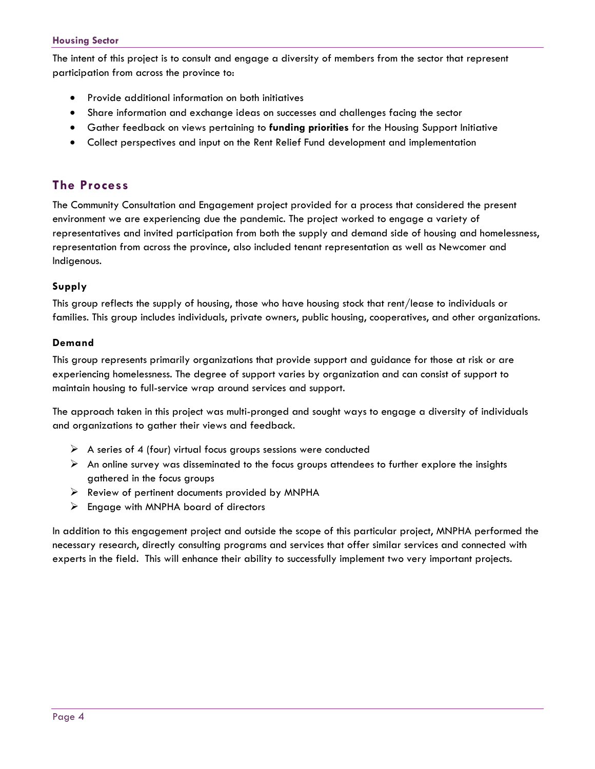The intent of this project is to consult and engage a diversity of members from the sector that represent participation from across the province to:

- Provide additional information on both initiatives
- Share information and exchange ideas on successes and challenges facing the sector
- Gather feedback on views pertaining to **funding priorities** for the Housing Support Initiative
- Collect perspectives and input on the Rent Relief Fund development and implementation

## The Process

The Community Consultation and Engagement project provided for a process that considered the present environment we are experiencing due the pandemic. The project worked to engage a variety of representatives and invited participation from both the supply and demand side of housing and homelessness, representation from across the province, also included tenant representation as well as Newcomer and Indigenous.

### Supply

This group reflects the supply of housing, those who have housing stock that rent/lease to individuals or families. This group includes individuals, private owners, public housing, cooperatives, and other organizations.

### Demand

This group represents primarily organizations that provide support and guidance for those at risk or are experiencing homelessness. The degree of support varies by organization and can consist of support to maintain housing to full-service wrap around services and support.

The approach taken in this project was multi-pronged and sought ways to engage a diversity of individuals and organizations to gather their views and feedback.

- A series of 4 (four) virtual focus groups sessions were conducted
- An online survey was disseminated to the focus groups attendees to further explore the insights gathered in the focus groups
- Review of pertinent documents provided by MNPHA
- Engage with MNPHA board of directors

In addition to this engagement project and outside the scope of this particular project, MNPHA performed the necessary research, directly consulting programs and services that offer similar services and connected with experts in the field. This will enhance their ability to successfully implement two very important projects.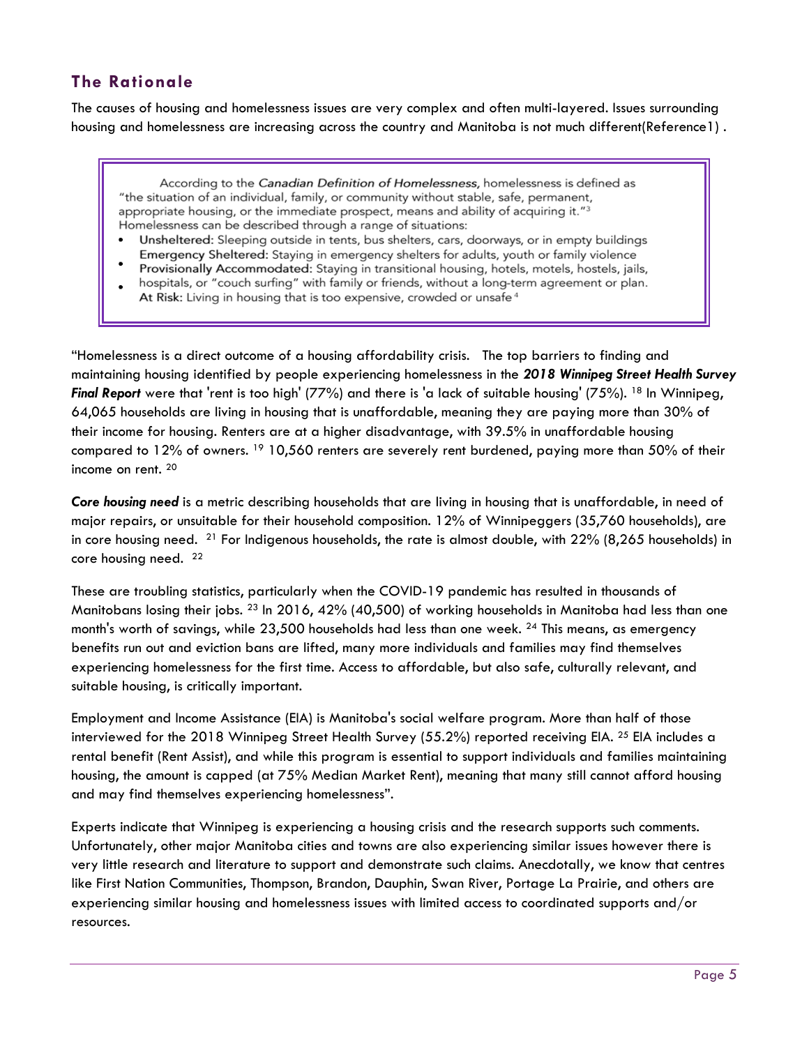## The Rationale

The causes of housing and homelessness issues are very complex and often multi-layered. Issues surrounding housing and homelessness are increasing across the country and Manitoba is not much different(Reference1) .

> According to the *Canadian Definition of Homelessness,* homelessness is defined as "the situation of an individual, family, or community without stable, safe, permanent, appropriate housing, or the immediate prospect, means and ability of acquiring it."[3]
> Homelessness can be described through a range of situations:
>
> - **Unsheltered**: Sleeping outside in tents, bus shelters, cars, doorways, or in empty buildings
> - **Emergency Sheltered**: Staying in emergency shelters for adults, youth or family violence
> - **Provisionally Accommodated**: Staying in transitional housing, hotels, motels, hostels, jails, hospitals, or "couch surfing" with family or friends, without a long-term agreement or plan.
> - **At Risk**: Living in housing that is too expensive, crowded or unsafe[4]

"Homelessness is a direct outcome of a housing affordability crisis. The top barriers to finding and maintaining housing identified by people experiencing homelessness in the ***2018 Winnipeg Street Health Survey Final Report*** were that 'rent is too high' (77%) and there is 'a lack of suitable housing' (75%).[18] In Winnipeg, 64,065 households are living in housing that is unaffordable, meaning they are paying more than 30% of their income for housing. Renters are at a higher disadvantage, with 39.5% in unaffordable housing compared to 12% of owners.[19] 10,560 renters are severely rent burdened, paying more than 50% of their income on rent.[20]

***Core housing need*** is a metric describing households that are living in housing that is unaffordable, in need of major repairs, or unsuitable for their household composition. 12% of Winnipeggers (35,760 households), are in core housing need.[21] For Indigenous households, the rate is almost double, with 22% (8,265 households) in core housing need.[22]

These are troubling statistics, particularly when the COVID-19 pandemic has resulted in thousands of Manitobans losing their jobs.[23] In 2016, 42% (40,500) of working households in Manitoba had less than one month's worth of savings, while 23,500 households had less than one week.[24] This means, as emergency benefits run out and eviction bans are lifted, many more individuals and families may find themselves experiencing homelessness for the first time. Access to affordable, but also safe, culturally relevant, and suitable housing, is critically important.

Employment and Income Assistance (EIA) is Manitoba's social welfare program. More than half of those interviewed for the 2018 Winnipeg Street Health Survey (55.2%) reported receiving EIA.[25] EIA includes a rental benefit (Rent Assist), and while this program is essential to support individuals and families maintaining housing, the amount is capped (at 75% Median Market Rent), meaning that many still cannot afford housing and may find themselves experiencing homelessness".

Experts indicate that Winnipeg is experiencing a housing crisis and the research supports such comments. Unfortunately, other major Manitoba cities and towns are also experiencing similar issues however there is very little research and literature to support and demonstrate such claims. Anecdotally, we know that centres like First Nation Communities, Thompson, Brandon, Dauphin, Swan River, Portage La Prairie, and others are experiencing similar housing and homelessness issues with limited access to coordinated supports and/or resources.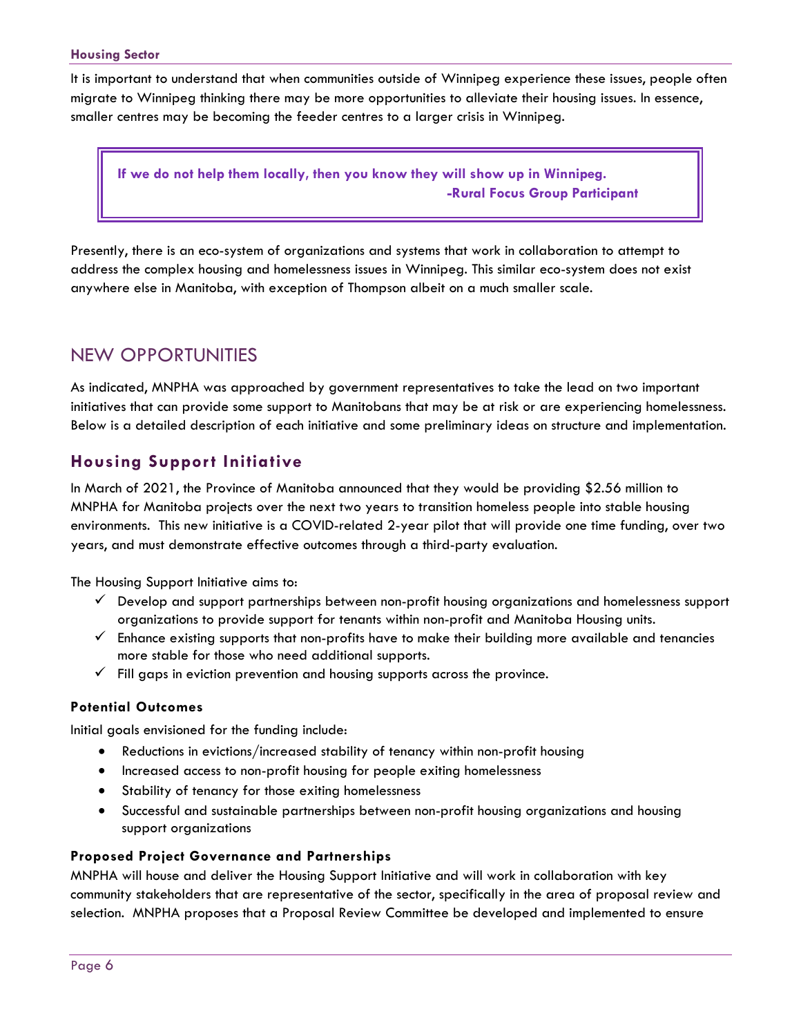It is important to understand that when communities outside of Winnipeg experience these issues, people often migrate to Winnipeg thinking there may be more opportunities to alleviate their housing issues. In essence, smaller centres may be becoming the feeder centres to a larger crisis in Winnipeg.

> **If we do not help them locally, then you know they will show up in Winnipeg.**
> **-Rural Focus Group Participant**

Presently, there is an eco-system of organizations and systems that work in collaboration to attempt to address the complex housing and homelessness issues in Winnipeg. This similar eco-system does not exist anywhere else in Manitoba, with exception of Thompson albeit on a much smaller scale.

# NEW OPPORTUNITIES

As indicated, MNPHA was approached by government representatives to take the lead on two important initiatives that can provide some support to Manitobans that may be at risk or are experiencing homelessness. Below is a detailed description of each initiative and some preliminary ideas on structure and implementation.

## Housing Support Initiative

In March of 2021, the Province of Manitoba announced that they would be providing $2.56 million to MNPHA for Manitoba projects over the next two years to transition homeless people into stable housing environments. This new initiative is a COVID-related 2-year pilot that will provide one time funding, over two years, and must demonstrate effective outcomes through a third-party evaluation.

The Housing Support Initiative aims to:

- ✓ Develop and support partnerships between non-profit housing organizations and homelessness support organizations to provide support for tenants within non-profit and Manitoba Housing units.
- ✓ Enhance existing supports that non-profits have to make their building more available and tenancies more stable for those who need additional supports.
- ✓ Fill gaps in eviction prevention and housing supports across the province.

### Potential Outcomes

Initial goals envisioned for the funding include:

- Reductions in evictions/increased stability of tenancy within non-profit housing
- Increased access to non-profit housing for people exiting homelessness
- Stability of tenancy for those exiting homelessness
- Successful and sustainable partnerships between non-profit housing organizations and housing support organizations

### Proposed Project Governance and Partnerships

MNPHA will house and deliver the Housing Support Initiative and will work in collaboration with key community stakeholders that are representative of the sector, specifically in the area of proposal review and selection. MNPHA proposes that a Proposal Review Committee be developed and implemented to ensure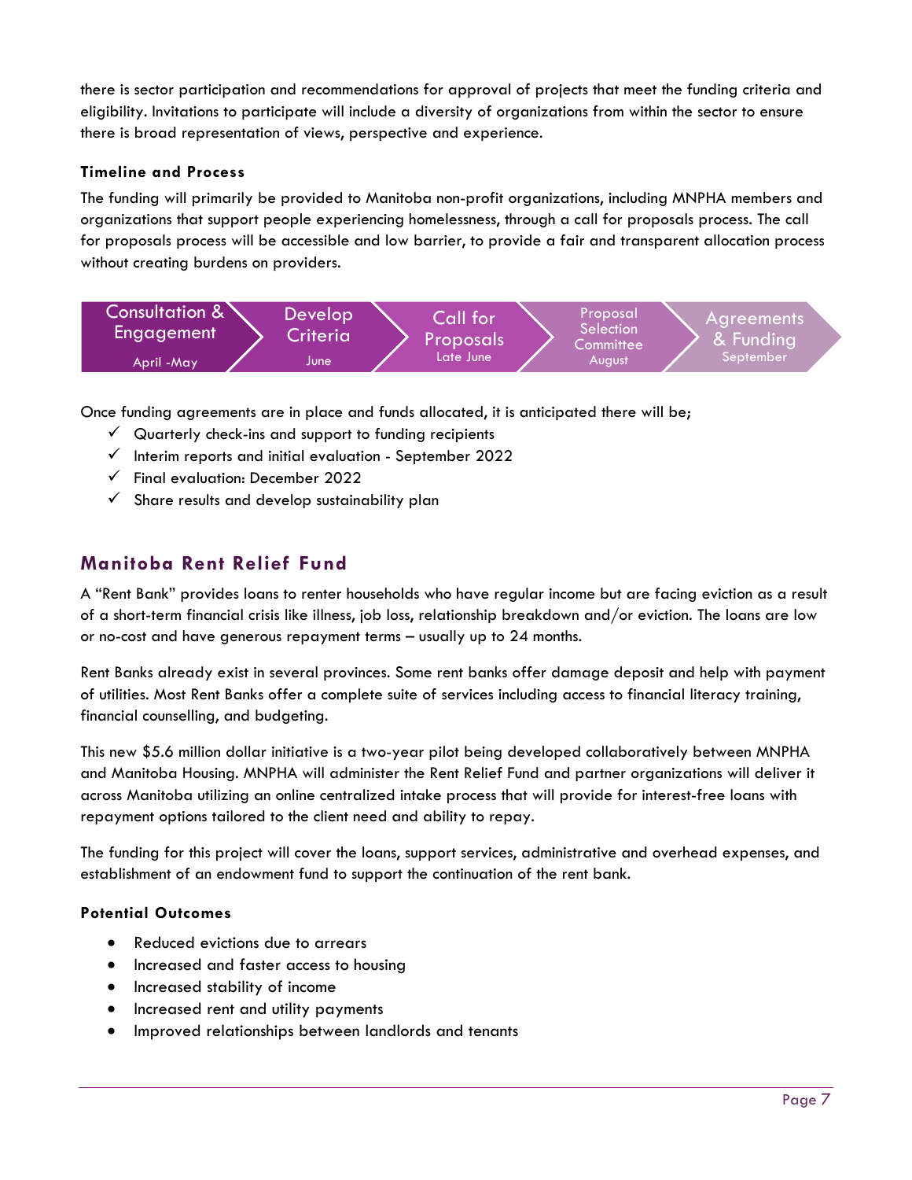there is sector participation and recommendations for approval of projects that meet the funding criteria and eligibility. Invitations to participate will include a diversity of organizations from within the sector to ensure there is broad representation of views, perspective and experience.

### Timeline and Process

The funding will primarily be provided to Manitoba non-profit organizations, including MNPHA members and organizations that support people experiencing homelessness, through a call for proposals process. The call for proposals process will be accessible and low barrier, to provide a fair and transparent allocation process without creating burdens on providers.

| Consultation & Engagement | Develop Criteria | Call for Proposals | Proposal Selection Committee | Agreements & Funding |
|---|---|---|---|---|
| April -May | June | Late June | August | September |

Once funding agreements are in place and funds allocated, it is anticipated there will be;

- ✓ Quarterly check-ins and support to funding recipients
- ✓ Interim reports and initial evaluation - September 2022
- ✓ Final evaluation: December 2022
- ✓ Share results and develop sustainability plan

## Manitoba Rent Relief Fund

A "Rent Bank" provides loans to renter households who have regular income but are facing eviction as a result of a short-term financial crisis like illness, job loss, relationship breakdown and/or eviction. The loans are low or no-cost and have generous repayment terms – usually up to 24 months.

Rent Banks already exist in several provinces. Some rent banks offer damage deposit and help with payment of utilities. Most Rent Banks offer a complete suite of services including access to financial literacy training, financial counselling, and budgeting.

This new $5.6 million dollar initiative is a two-year pilot being developed collaboratively between MNPHA and Manitoba Housing. MNPHA will administer the Rent Relief Fund and partner organizations will deliver it across Manitoba utilizing an online centralized intake process that will provide for interest-free loans with repayment options tailored to the client need and ability to repay.

The funding for this project will cover the loans, support services, administrative and overhead expenses, and establishment of an endowment fund to support the continuation of the rent bank.

### Potential Outcomes

- Reduced evictions due to arrears
- Increased and faster access to housing
- Increased stability of income
- Increased rent and utility payments
- Improved relationships between landlords and tenants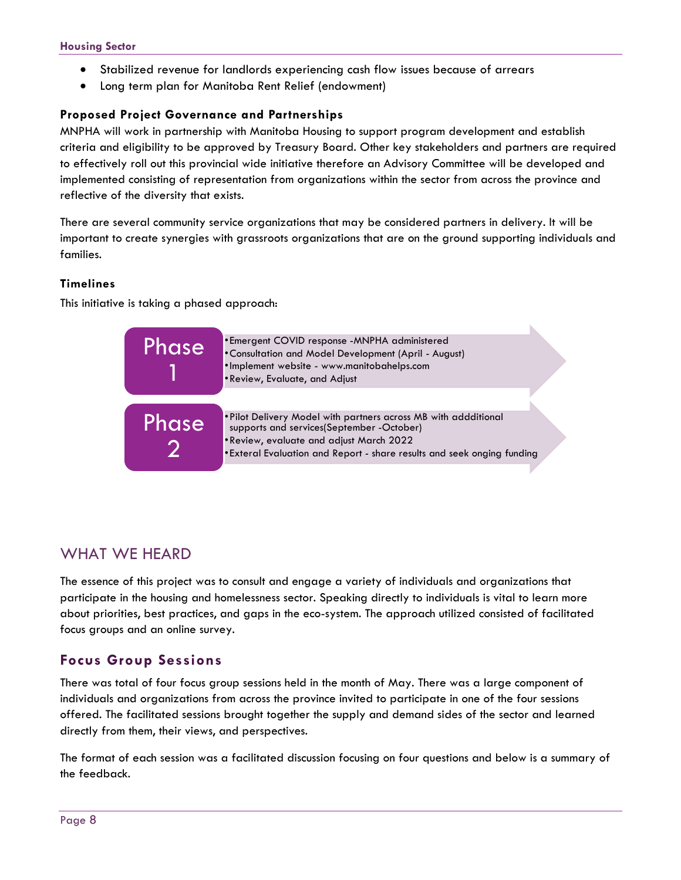- Stabilized revenue for landlords experiencing cash flow issues because of arrears
- Long term plan for Manitoba Rent Relief (endowment)

### Proposed Project Governance and Partnerships

MNPHA will work in partnership with Manitoba Housing to support program development and establish criteria and eligibility to be approved by Treasury Board. Other key stakeholders and partners are required to effectively roll out this provincial wide initiative therefore an Advisory Committee will be developed and implemented consisting of representation from organizations within the sector from across the province and reflective of the diversity that exists.

There are several community service organizations that may be considered partners in delivery. It will be important to create synergies with grassroots organizations that are on the ground supporting individuals and families.

### Timelines

This initiative is taking a phased approach:

**Phase 1**

- Emergent COVID response -MNPHA administered
- Consultation and Model Development (April - August)
- Implement website - www.manitobahelps.com
- Review, Evaluate, and Adjust

**Phase 2**

- Pilot Delivery Model with partners across MB with addditional supports and services(September -October)
- Review, evaluate and adjust March 2022
- Exteral Evaluation and Report - share results and seek onging funding

# WHAT WE HEARD

The essence of this project was to consult and engage a variety of individuals and organizations that participate in the housing and homelessness sector. Speaking directly to individuals is vital to learn more about priorities, best practices, and gaps in the eco-system. The approach utilized consisted of facilitated focus groups and an online survey.

## Focus Group Sessions

There was total of four focus group sessions held in the month of May. There was a large component of individuals and organizations from across the province invited to participate in one of the four sessions offered. The facilitated sessions brought together the supply and demand sides of the sector and learned directly from them, their views, and perspectives.

The format of each session was a facilitated discussion focusing on four questions and below is a summary of the feedback.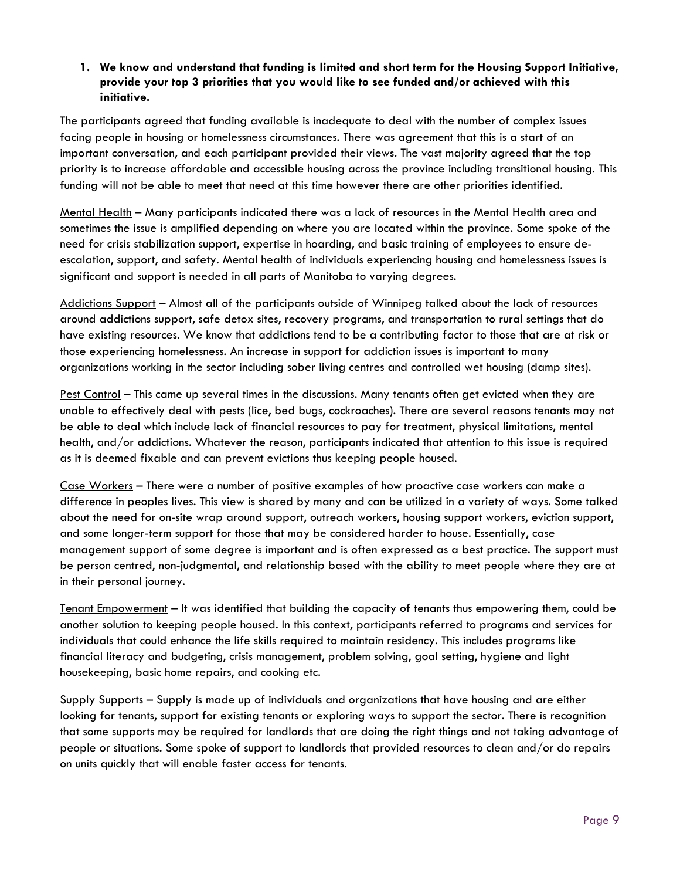1. **We know and understand that funding is limited and short term for the Housing Support Initiative, provide your top 3 priorities that you would like to see funded and/or achieved with this initiative.**

The participants agreed that funding available is inadequate to deal with the number of complex issues facing people in housing or homelessness circumstances. There was agreement that this is a start of an important conversation, and each participant provided their views. The vast majority agreed that the top priority is to increase affordable and accessible housing across the province including transitional housing. This funding will not be able to meet that need at this time however there are other priorities identified.

<u>Mental Health</u> – Many participants indicated there was a lack of resources in the Mental Health area and sometimes the issue is amplified depending on where you are located within the province. Some spoke of the need for crisis stabilization support, expertise in hoarding, and basic training of employees to ensure de-escalation, support, and safety. Mental health of individuals experiencing housing and homelessness issues is significant and support is needed in all parts of Manitoba to varying degrees.

<u>Addictions Support</u> – Almost all of the participants outside of Winnipeg talked about the lack of resources around addictions support, safe detox sites, recovery programs, and transportation to rural settings that do have existing resources. We know that addictions tend to be a contributing factor to those that are at risk or those experiencing homelessness. An increase in support for addiction issues is important to many organizations working in the sector including sober living centres and controlled wet housing (damp sites).

<u>Pest Control</u> – This came up several times in the discussions. Many tenants often get evicted when they are unable to effectively deal with pests (lice, bed bugs, cockroaches). There are several reasons tenants may not be able to deal which include lack of financial resources to pay for treatment, physical limitations, mental health, and/or addictions. Whatever the reason, participants indicated that attention to this issue is required as it is deemed fixable and can prevent evictions thus keeping people housed.

<u>Case Workers</u> – There were a number of positive examples of how proactive case workers can make a difference in peoples lives. This view is shared by many and can be utilized in a variety of ways. Some talked about the need for on-site wrap around support, outreach workers, housing support workers, eviction support, and some longer-term support for those that may be considered harder to house. Essentially, case management support of some degree is important and is often expressed as a best practice. The support must be person centred, non-judgmental, and relationship based with the ability to meet people where they are at in their personal journey.

<u>Tenant Empowerment</u> – It was identified that building the capacity of tenants thus empowering them, could be another solution to keeping people housed. In this context, participants referred to programs and services for individuals that could enhance the life skills required to maintain residency. This includes programs like financial literacy and budgeting, crisis management, problem solving, goal setting, hygiene and light housekeeping, basic home repairs, and cooking etc.

<u>Supply Supports</u> – Supply is made up of individuals and organizations that have housing and are either looking for tenants, support for existing tenants or exploring ways to support the sector. There is recognition that some supports may be required for landlords that are doing the right things and not taking advantage of people or situations. Some spoke of support to landlords that provided resources to clean and/or do repairs on units quickly that will enable faster access for tenants.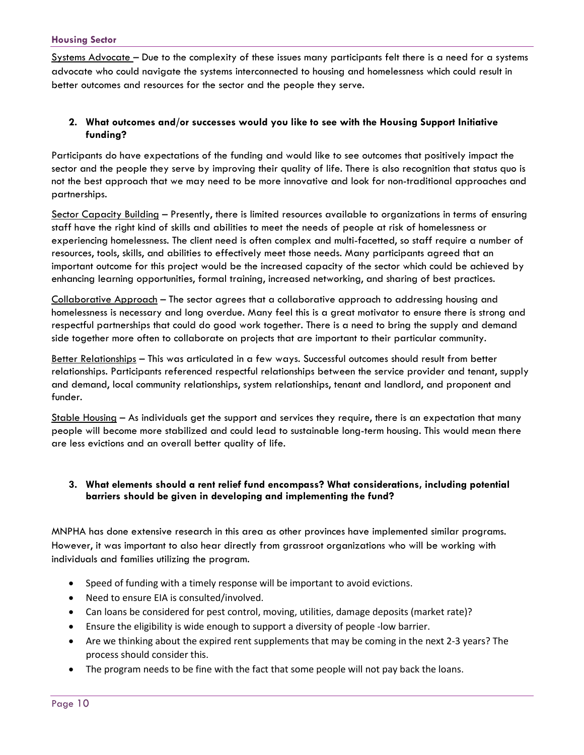Systems Advocate – Due to the complexity of these issues many participants felt there is a need for a systems advocate who could navigate the systems interconnected to housing and homelessness which could result in better outcomes and resources for the sector and the people they serve.

**2. What outcomes and/or successes would you like to see with the Housing Support Initiative funding?**

Participants do have expectations of the funding and would like to see outcomes that positively impact the sector and the people they serve by improving their quality of life. There is also recognition that status quo is not the best approach that we may need to be more innovative and look for non-traditional approaches and partnerships.

Sector Capacity Building – Presently, there is limited resources available to organizations in terms of ensuring staff have the right kind of skills and abilities to meet the needs of people at risk of homelessness or experiencing homelessness. The client need is often complex and multi-facetted, so staff require a number of resources, tools, skills, and abilities to effectively meet those needs. Many participants agreed that an important outcome for this project would be the increased capacity of the sector which could be achieved by enhancing learning opportunities, formal training, increased networking, and sharing of best practices.

Collaborative Approach – The sector agrees that a collaborative approach to addressing housing and homelessness is necessary and long overdue. Many feel this is a great motivator to ensure there is strong and respectful partnerships that could do good work together. There is a need to bring the supply and demand side together more often to collaborate on projects that are important to their particular community.

Better Relationships – This was articulated in a few ways. Successful outcomes should result from better relationships. Participants referenced respectful relationships between the service provider and tenant, supply and demand, local community relationships, system relationships, tenant and landlord, and proponent and funder.

Stable Housing – As individuals get the support and services they require, there is an expectation that many people will become more stabilized and could lead to sustainable long-term housing. This would mean there are less evictions and an overall better quality of life.

**3. What elements should a rent relief fund encompass? What considerations, including potential barriers should be given in developing and implementing the fund?**

MNPHA has done extensive research in this area as other provinces have implemented similar programs. However, it was important to also hear directly from grassroot organizations who will be working with individuals and families utilizing the program.

- Speed of funding with a timely response will be important to avoid evictions.
- Need to ensure EIA is consulted/involved.
- Can loans be considered for pest control, moving, utilities, damage deposits (market rate)?
- Ensure the eligibility is wide enough to support a diversity of people -low barrier.
- Are we thinking about the expired rent supplements that may be coming in the next 2-3 years? The process should consider this.
- The program needs to be fine with the fact that some people will not pay back the loans.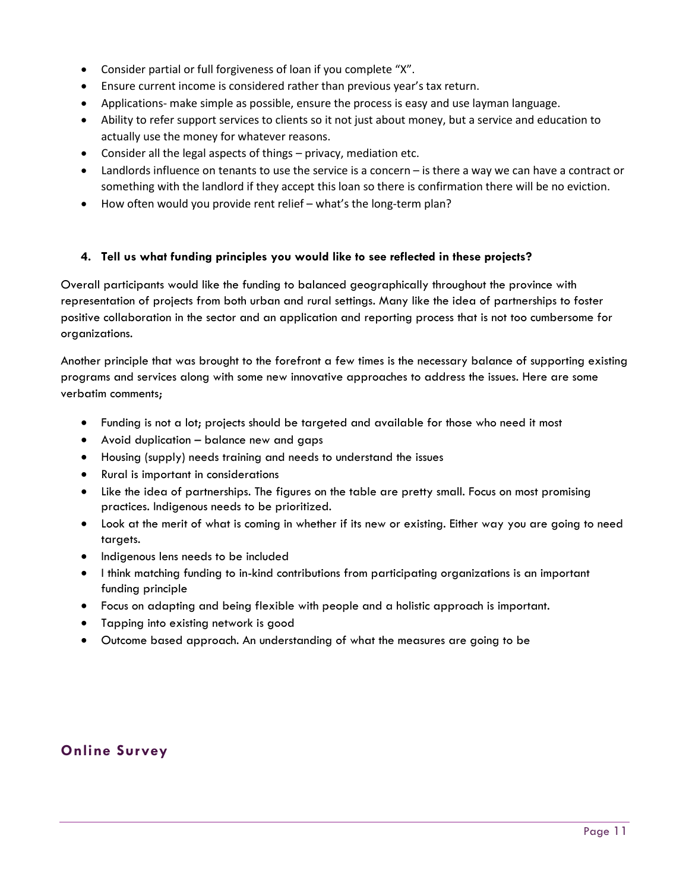- Consider partial or full forgiveness of loan if you complete "X".
- Ensure current income is considered rather than previous year's tax return.
- Applications- make simple as possible, ensure the process is easy and use layman language.
- Ability to refer support services to clients so it not just about money, but a service and education to actually use the money for whatever reasons.
- Consider all the legal aspects of things – privacy, mediation etc.
- Landlords influence on tenants to use the service is a concern – is there a way we can have a contract or something with the landlord if they accept this loan so there is confirmation there will be no eviction.
- How often would you provide rent relief – what's the long-term plan?

**4. Tell us what funding principles you would like to see reflected in these projects?**

Overall participants would like the funding to balanced geographically throughout the province with representation of projects from both urban and rural settings. Many like the idea of partnerships to foster positive collaboration in the sector and an application and reporting process that is not too cumbersome for organizations.

Another principle that was brought to the forefront a few times is the necessary balance of supporting existing programs and services along with some new innovative approaches to address the issues. Here are some verbatim comments;

- Funding is not a lot; projects should be targeted and available for those who need it most
- Avoid duplication – balance new and gaps
- Housing (supply) needs training and needs to understand the issues
- Rural is important in considerations
- Like the idea of partnerships. The figures on the table are pretty small. Focus on most promising practices. Indigenous needs to be prioritized.
- Look at the merit of what is coming in whether if its new or existing. Either way you are going to need targets.
- Indigenous lens needs to be included
- I think matching funding to in-kind contributions from participating organizations is an important funding principle
- Focus on adapting and being flexible with people and a holistic approach is important.
- Tapping into existing network is good
- Outcome based approach. An understanding of what the measures are going to be

## Online Survey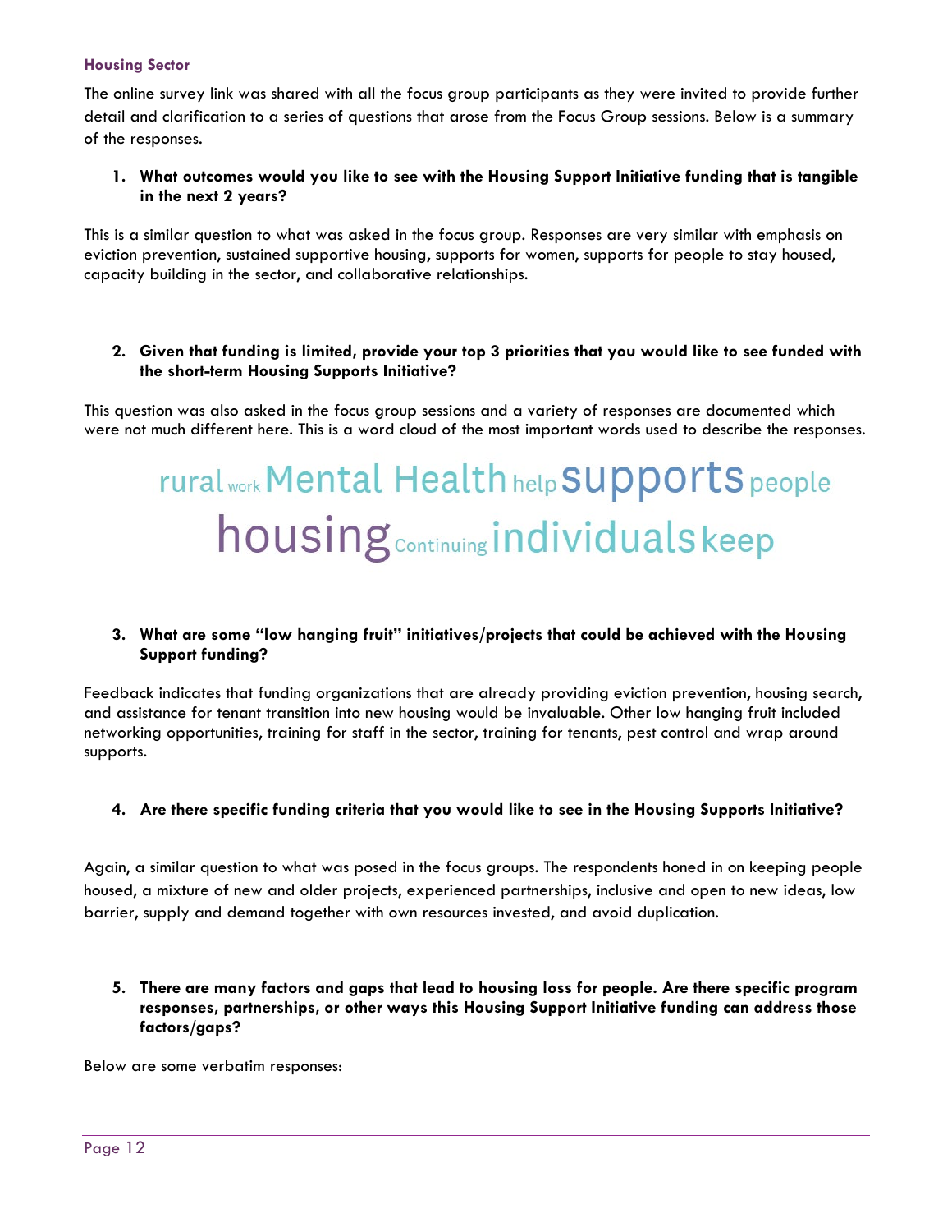## Housing Sector

The online survey link was shared with all the focus group participants as they were invited to provide further detail and clarification to a series of questions that arose from the Focus Group sessions. Below is a summary of the responses.

1. **What outcomes would you like to see with the Housing Support Initiative funding that is tangible in the next 2 years?**

This is a similar question to what was asked in the focus group. Responses are very similar with emphasis on eviction prevention, sustained supportive housing, supports for women, supports for people to stay housed, capacity building in the sector, and collaborative relationships.

2. **Given that funding is limited, provide your top 3 priorities that you would like to see funded with the short-term Housing Supports Initiative?**

This question was also asked in the focus group sessions and a variety of responses are documented which were not much different here. This is a word cloud of the most important words used to describe the responses.

rural work Mental Health help supports people
housing Continuing individuals keep

3. **What are some "low hanging fruit" initiatives/projects that could be achieved with the Housing Support funding?**

Feedback indicates that funding organizations that are already providing eviction prevention, housing search, and assistance for tenant transition into new housing would be invaluable. Other low hanging fruit included networking opportunities, training for staff in the sector, training for tenants, pest control and wrap around supports.

4. **Are there specific funding criteria that you would like to see in the Housing Supports Initiative?**

Again, a similar question to what was posed in the focus groups. The respondents honed in on keeping people housed, a mixture of new and older projects, experienced partnerships, inclusive and open to new ideas, low barrier, supply and demand together with own resources invested, and avoid duplication.

5. **There are many factors and gaps that lead to housing loss for people. Are there specific program responses, partnerships, or other ways this Housing Support Initiative funding can address those factors/gaps?**

Below are some verbatim responses: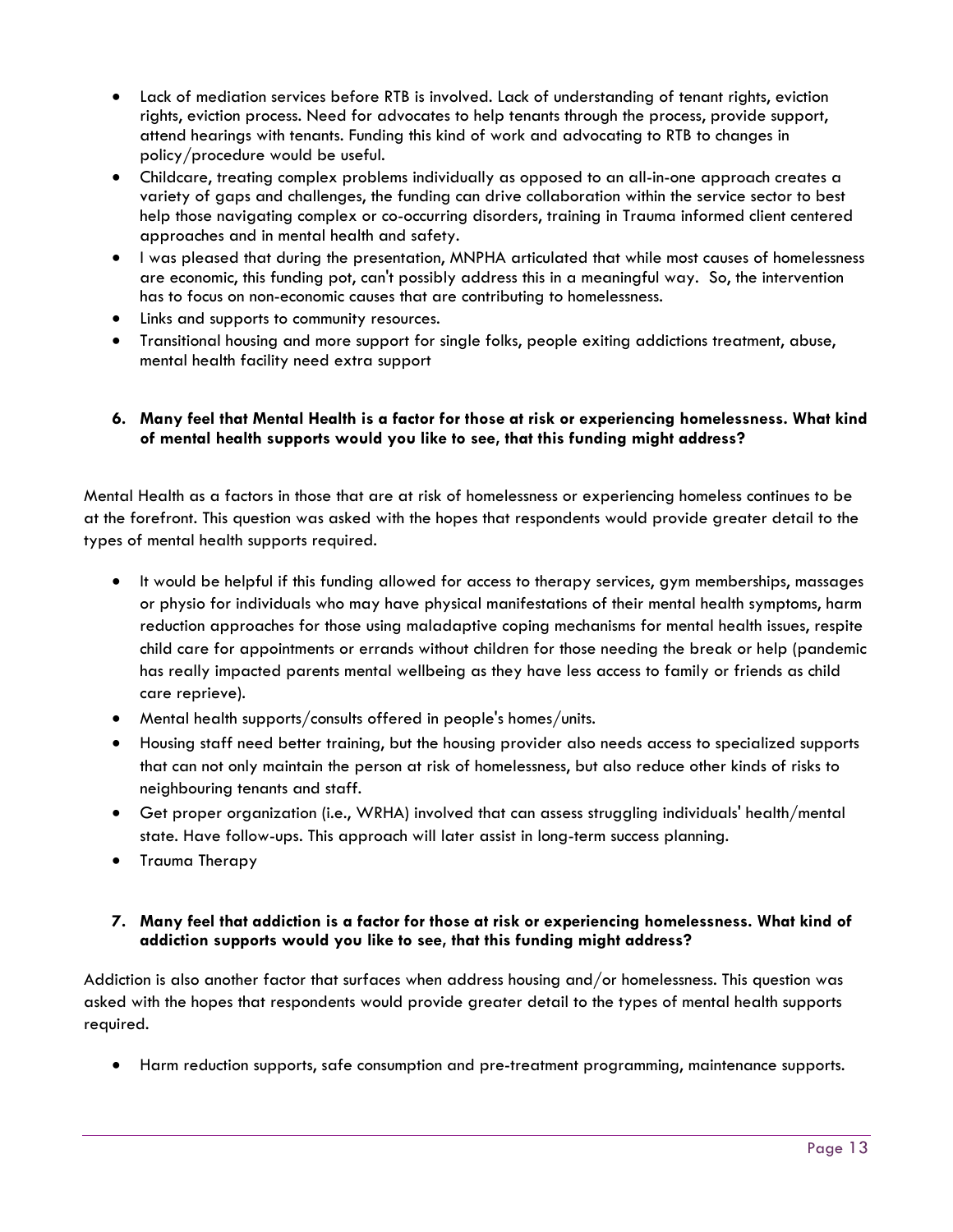- Lack of mediation services before RTB is involved. Lack of understanding of tenant rights, eviction rights, eviction process. Need for advocates to help tenants through the process, provide support, attend hearings with tenants. Funding this kind of work and advocating to RTB to changes in policy/procedure would be useful.
- Childcare, treating complex problems individually as opposed to an all-in-one approach creates a variety of gaps and challenges, the funding can drive collaboration within the service sector to best help those navigating complex or co-occurring disorders, training in Trauma informed client centered approaches and in mental health and safety.
- I was pleased that during the presentation, MNPHA articulated that while most causes of homelessness are economic, this funding pot, can't possibly address this in a meaningful way. So, the intervention has to focus on non-economic causes that are contributing to homelessness.
- Links and supports to community resources.
- Transitional housing and more support for single folks, people exiting addictions treatment, abuse, mental health facility need extra support

**6. Many feel that Mental Health is a factor for those at risk or experiencing homelessness. What kind of mental health supports would you like to see, that this funding might address?**

Mental Health as a factors in those that are at risk of homelessness or experiencing homeless continues to be at the forefront. This question was asked with the hopes that respondents would provide greater detail to the types of mental health supports required.

- It would be helpful if this funding allowed for access to therapy services, gym memberships, massages or physio for individuals who may have physical manifestations of their mental health symptoms, harm reduction approaches for those using maladaptive coping mechanisms for mental health issues, respite child care for appointments or errands without children for those needing the break or help (pandemic has really impacted parents mental wellbeing as they have less access to family or friends as child care reprieve).
- Mental health supports/consults offered in people's homes/units.
- Housing staff need better training, but the housing provider also needs access to specialized supports that can not only maintain the person at risk of homelessness, but also reduce other kinds of risks to neighbouring tenants and staff.
- Get proper organization (i.e., WRHA) involved that can assess struggling individuals' health/mental state. Have follow-ups. This approach will later assist in long-term success planning.
- Trauma Therapy

**7. Many feel that addiction is a factor for those at risk or experiencing homelessness. What kind of addiction supports would you like to see, that this funding might address?**

Addiction is also another factor that surfaces when address housing and/or homelessness. This question was asked with the hopes that respondents would provide greater detail to the types of mental health supports required.

- Harm reduction supports, safe consumption and pre-treatment programming, maintenance supports.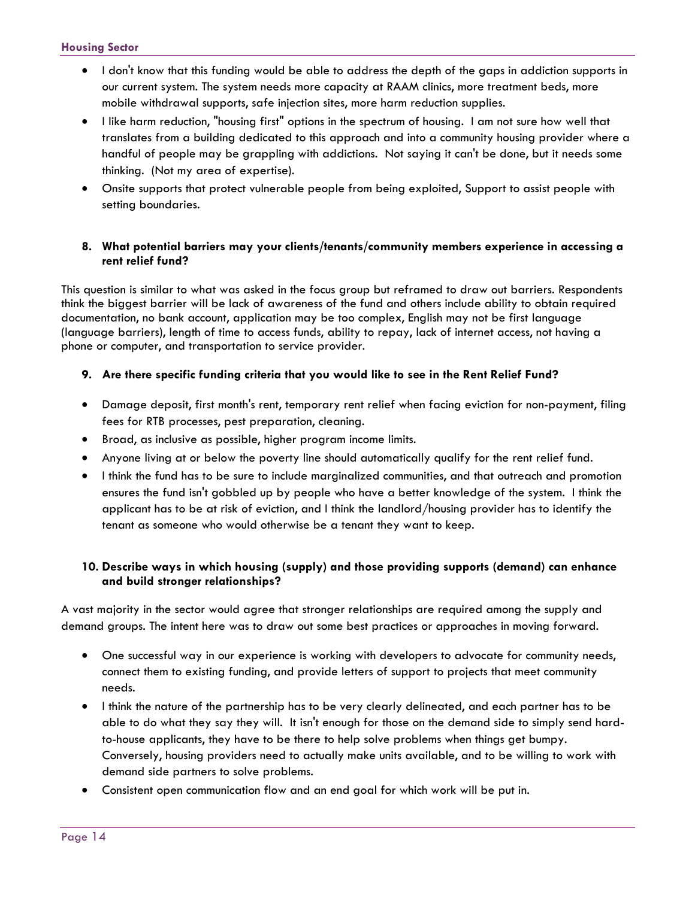- I don't know that this funding would be able to address the depth of the gaps in addiction supports in our current system. The system needs more capacity at RAAM clinics, more treatment beds, more mobile withdrawal supports, safe injection sites, more harm reduction supplies.
- I like harm reduction, "housing first" options in the spectrum of housing. I am not sure how well that translates from a building dedicated to this approach and into a community housing provider where a handful of people may be grappling with addictions. Not saying it can't be done, but it needs some thinking. (Not my area of expertise).
- Onsite supports that protect vulnerable people from being exploited, Support to assist people with setting boundaries.

**8. What potential barriers may your clients/tenants/community members experience in accessing a rent relief fund?**

This question is similar to what was asked in the focus group but reframed to draw out barriers. Respondents think the biggest barrier will be lack of awareness of the fund and others include ability to obtain required documentation, no bank account, application may be too complex, English may not be first language (language barriers), length of time to access funds, ability to repay, lack of internet access, not having a phone or computer, and transportation to service provider.

**9. Are there specific funding criteria that you would like to see in the Rent Relief Fund?**

- Damage deposit, first month's rent, temporary rent relief when facing eviction for non-payment, filing fees for RTB processes, pest preparation, cleaning.
- Broad, as inclusive as possible, higher program income limits.
- Anyone living at or below the poverty line should automatically qualify for the rent relief fund.
- I think the fund has to be sure to include marginalized communities, and that outreach and promotion ensures the fund isn't gobbled up by people who have a better knowledge of the system. I think the applicant has to be at risk of eviction, and I think the landlord/housing provider has to identify the tenant as someone who would otherwise be a tenant they want to keep.

**10. Describe ways in which housing (supply) and those providing supports (demand) can enhance and build stronger relationships?**

A vast majority in the sector would agree that stronger relationships are required among the supply and demand groups. The intent here was to draw out some best practices or approaches in moving forward.

- One successful way in our experience is working with developers to advocate for community needs, connect them to existing funding, and provide letters of support to projects that meet community needs.
- I think the nature of the partnership has to be very clearly delineated, and each partner has to be able to do what they say they will. It isn't enough for those on the demand side to simply send hard-to-house applicants, they have to be there to help solve problems when things get bumpy. Conversely, housing providers need to actually make units available, and to be willing to work with demand side partners to solve problems.
- Consistent open communication flow and an end goal for which work will be put in.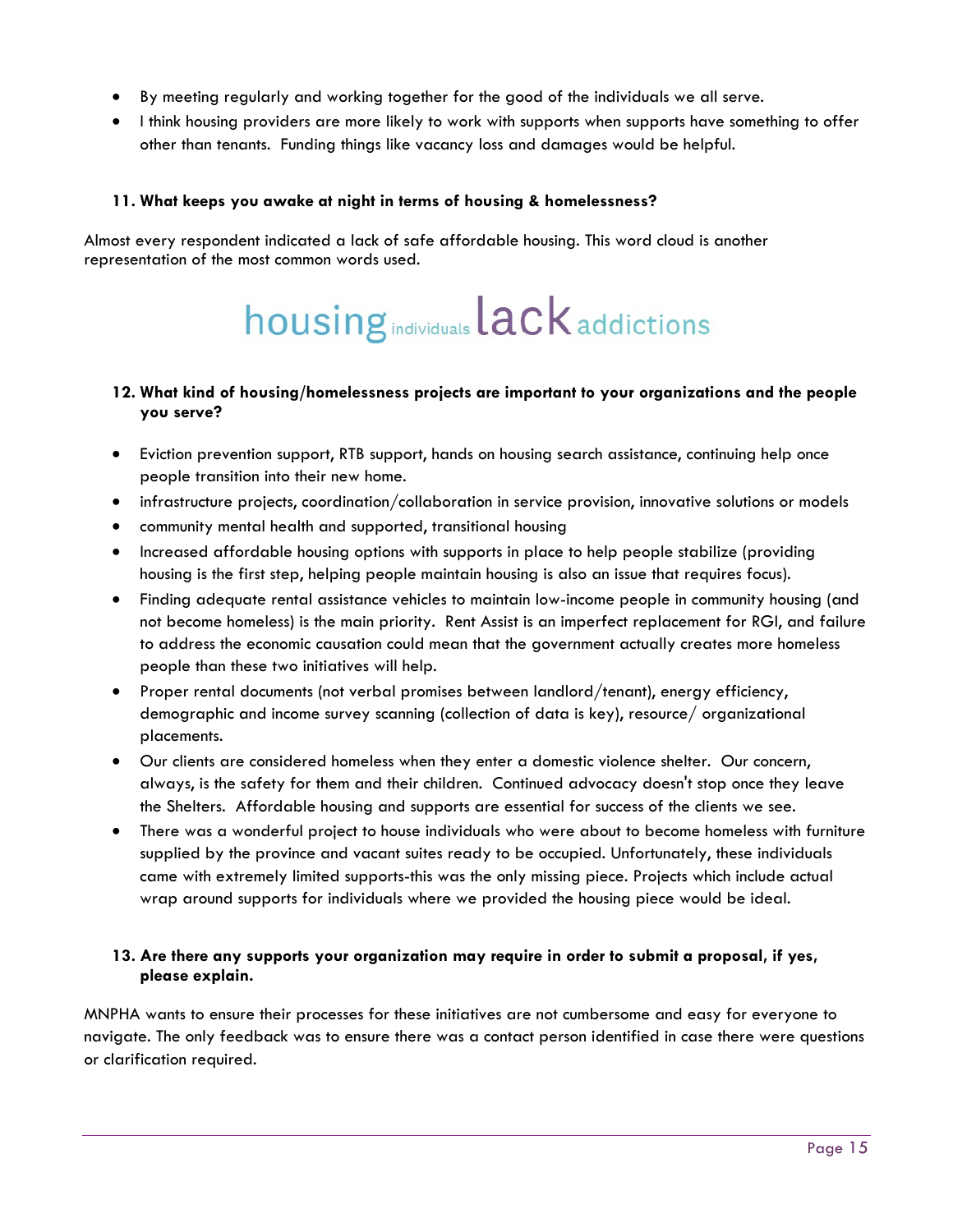- By meeting regularly and working together for the good of the individuals we all serve.
- I think housing providers are more likely to work with supports when supports have something to offer other than tenants. Funding things like vacancy loss and damages would be helpful.

**11. What keeps you awake at night in terms of housing & homelessness?**

Almost every respondent indicated a lack of safe affordable housing. This word cloud is another representation of the most common words used.

housing individuals lack addictions

**12. What kind of housing/homelessness projects are important to your organizations and the people you serve?**

- Eviction prevention support, RTB support, hands on housing search assistance, continuing help once people transition into their new home.
- infrastructure projects, coordination/collaboration in service provision, innovative solutions or models
- community mental health and supported, transitional housing
- Increased affordable housing options with supports in place to help people stabilize (providing housing is the first step, helping people maintain housing is also an issue that requires focus).
- Finding adequate rental assistance vehicles to maintain low-income people in community housing (and not become homeless) is the main priority. Rent Assist is an imperfect replacement for RGI, and failure to address the economic causation could mean that the government actually creates more homeless people than these two initiatives will help.
- Proper rental documents (not verbal promises between landlord/tenant), energy efficiency, demographic and income survey scanning (collection of data is key), resource/ organizational placements.
- Our clients are considered homeless when they enter a domestic violence shelter. Our concern, always, is the safety for them and their children. Continued advocacy doesn't stop once they leave the Shelters. Affordable housing and supports are essential for success of the clients we see.
- There was a wonderful project to house individuals who were about to become homeless with furniture supplied by the province and vacant suites ready to be occupied. Unfortunately, these individuals came with extremely limited supports-this was the only missing piece. Projects which include actual wrap around supports for individuals where we provided the housing piece would be ideal.

**13. Are there any supports your organization may require in order to submit a proposal, if yes, please explain.**

MNPHA wants to ensure their processes for these initiatives are not cumbersome and easy for everyone to navigate. The only feedback was to ensure there was a contact person identified in case there were questions or clarification required.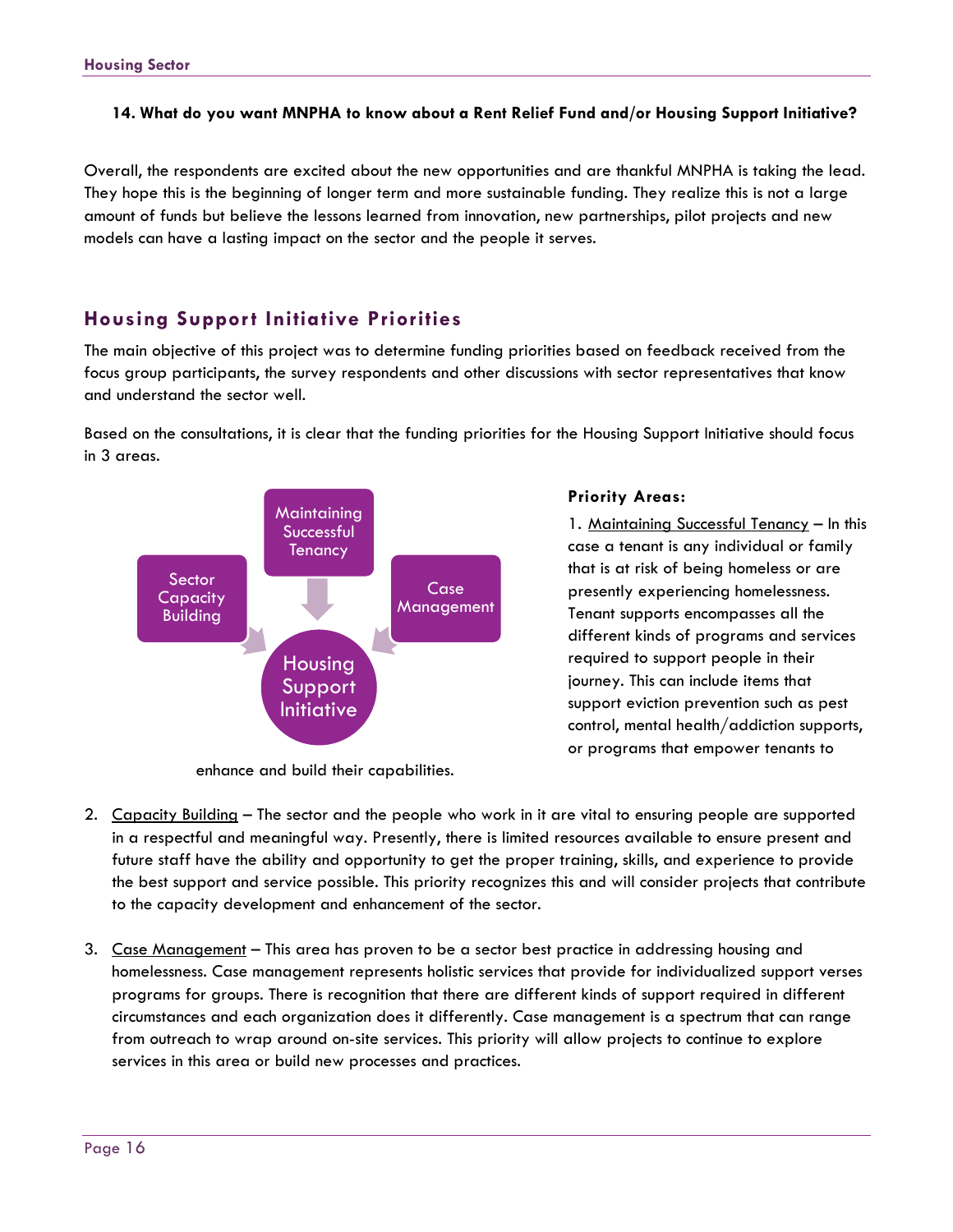**14. What do you want MNPHA to know about a Rent Relief Fund and/or Housing Support Initiative?**

Overall, the respondents are excited about the new opportunities and are thankful MNPHA is taking the lead. They hope this is the beginning of longer term and more sustainable funding. They realize this is not a large amount of funds but believe the lessons learned from innovation, new partnerships, pilot projects and new models can have a lasting impact on the sector and the people it serves.

## Housing Support Initiative Priorities

The main objective of this project was to determine funding priorities based on feedback received from the focus group participants, the survey respondents and other discussions with sector representatives that know and understand the sector well.

Based on the consultations, it is clear that the funding priorities for the Housing Support Initiative should focus in 3 areas.

Maintaining Successful Tenancy

Sector Capacity Building

Case Management

Housing Support Initiative

**Priority Areas:**

1. Maintaining Successful Tenancy – In this case a tenant is any individual or family that is at risk of being homeless or are presently experiencing homelessness. Tenant supports encompasses all the different kinds of programs and services required to support people in their journey. This can include items that support eviction prevention such as pest control, mental health/addiction supports, or programs that empower tenants to enhance and build their capabilities.

2. Capacity Building – The sector and the people who work in it are vital to ensuring people are supported in a respectful and meaningful way. Presently, there is limited resources available to ensure present and future staff have the ability and opportunity to get the proper training, skills, and experience to provide the best support and service possible. This priority recognizes this and will consider projects that contribute to the capacity development and enhancement of the sector.

3. Case Management – This area has proven to be a sector best practice in addressing housing and homelessness. Case management represents holistic services that provide for individualized support verses programs for groups. There is recognition that there are different kinds of support required in different circumstances and each organization does it differently. Case management is a spectrum that can range from outreach to wrap around on-site services. This priority will allow projects to continue to explore services in this area or build new processes and practices.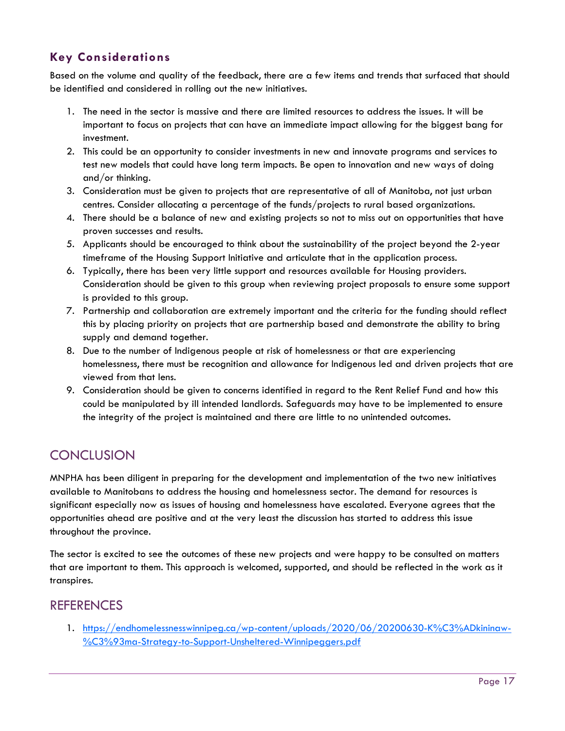### Key Considerations

Based on the volume and quality of the feedback, there are a few items and trends that surfaced that should be identified and considered in rolling out the new initiatives.

1. The need in the sector is massive and there are limited resources to address the issues. It will be important to focus on projects that can have an immediate impact allowing for the biggest bang for investment.
2. This could be an opportunity to consider investments in new and innovate programs and services to test new models that could have long term impacts. Be open to innovation and new ways of doing and/or thinking.
3. Consideration must be given to projects that are representative of all of Manitoba, not just urban centres. Consider allocating a percentage of the funds/projects to rural based organizations.
4. There should be a balance of new and existing projects so not to miss out on opportunities that have proven successes and results.
5. Applicants should be encouraged to think about the sustainability of the project beyond the 2-year timeframe of the Housing Support Initiative and articulate that in the application process.
6. Typically, there has been very little support and resources available for Housing providers. Consideration should be given to this group when reviewing project proposals to ensure some support is provided to this group.
7. Partnership and collaboration are extremely important and the criteria for the funding should reflect this by placing priority on projects that are partnership based and demonstrate the ability to bring supply and demand together.
8. Due to the number of Indigenous people at risk of homelessness or that are experiencing homelessness, there must be recognition and allowance for Indigenous led and driven projects that are viewed from that lens.
9. Consideration should be given to concerns identified in regard to the Rent Relief Fund and how this could be manipulated by ill intended landlords. Safeguards may have to be implemented to ensure the integrity of the project is maintained and there are little to no unintended outcomes.

## CONCLUSION

MNPHA has been diligent in preparing for the development and implementation of the two new initiatives available to Manitobans to address the housing and homelessness sector. The demand for resources is significant especially now as issues of housing and homelessness have escalated. Everyone agrees that the opportunities ahead are positive and at the very least the discussion has started to address this issue throughout the province.

The sector is excited to see the outcomes of these new projects and were happy to be consulted on matters that are important to them. This approach is welcomed, supported, and should be reflected in the work as it transpires.

## REFERENCES

1. https://endhomelessnesswinnipeg.ca/wp-content/uploads/2020/06/20200630-K%C3%ADkininaw-%C3%93ma-Strategy-to-Support-Unsheltered-Winnipeggers.pdf